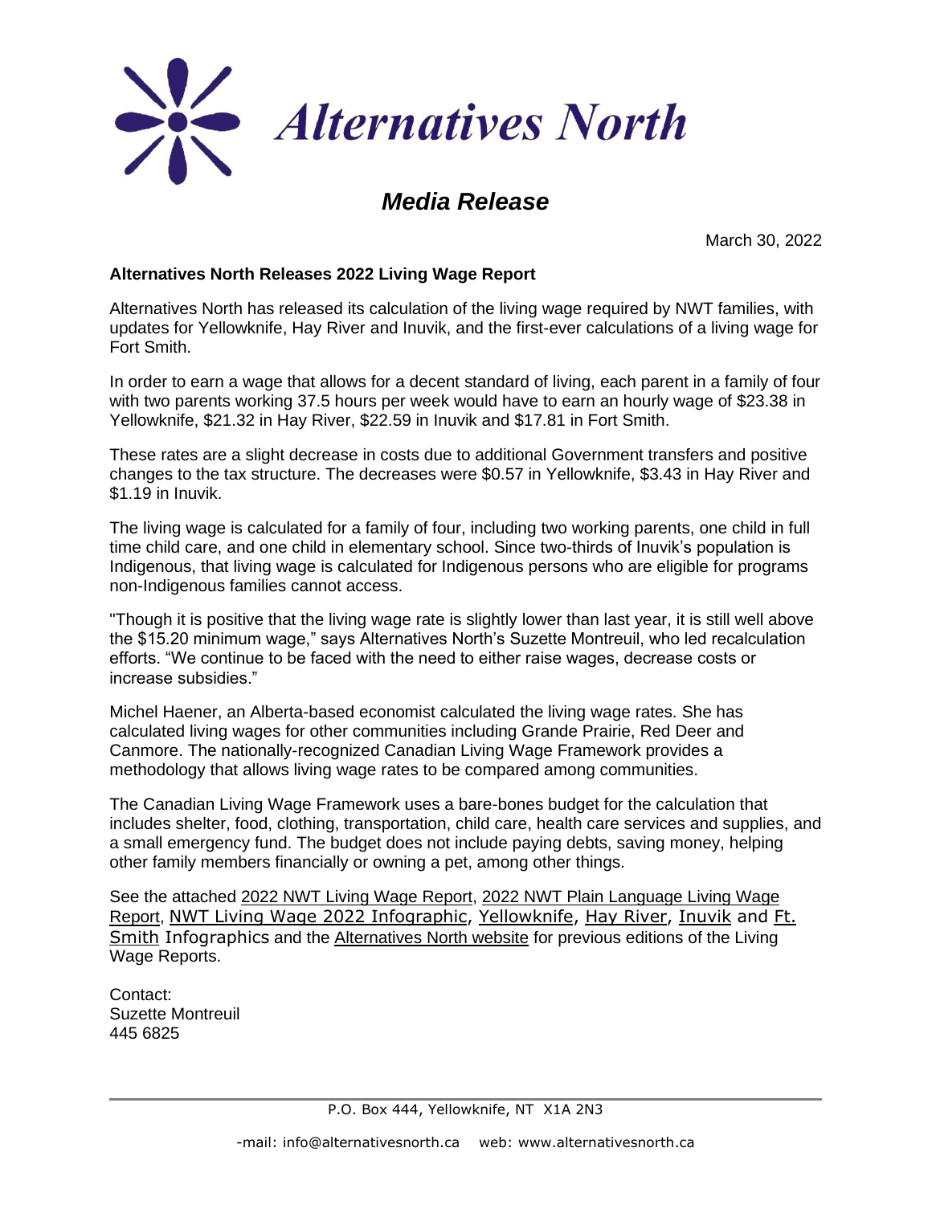# Alternatives North

## *Media Release*

March 30, 2022

**Alternatives North Releases 2022 Living Wage Report**

Alternatives North has released its calculation of the living wage required by NWT families, with updates for Yellowknife, Hay River and Inuvik, and the first-ever calculations of a living wage for Fort Smith.

In order to earn a wage that allows for a decent standard of living, each parent in a family of four with two parents working 37.5 hours per week would have to earn an hourly wage of $23.38 in Yellowknife, $21.32 in Hay River, $22.59 in Inuvik and $17.81 in Fort Smith.

These rates are a slight decrease in costs due to additional Government transfers and positive changes to the tax structure. The decreases were $0.57 in Yellowknife, $3.43 in Hay River and $1.19 in Inuvik.

The living wage is calculated for a family of four, including two working parents, one child in full time child care, and one child in elementary school. Since two-thirds of Inuvik's population is Indigenous, that living wage is calculated for Indigenous persons who are eligible for programs non-Indigenous families cannot access.

"Though it is positive that the living wage rate is slightly lower than last year, it is still well above the $15.20 minimum wage," says Alternatives North's Suzette Montreuil, who led recalculation efforts. "We continue to be faced with the need to either raise wages, decrease costs or increase subsidies."

Michel Haener, an Alberta-based economist calculated the living wage rates. She has calculated living wages for other communities including Grande Prairie, Red Deer and Canmore. The nationally-recognized Canadian Living Wage Framework provides a methodology that allows living wage rates to be compared among communities.

The Canadian Living Wage Framework uses a bare-bones budget for the calculation that includes shelter, food, clothing, transportation, child care, health care services and supplies, and a small emergency fund. The budget does not include paying debts, saving money, helping other family members financially or owning a pet, among other things.

See the attached 2022 NWT Living Wage Report, 2022 NWT Plain Language Living Wage Report, NWT Living Wage 2022 Infographic, Yellowknife, Hay River, Inuvik and Ft. Smith Infographics and the Alternatives North website for previous editions of the Living Wage Reports.

Contact:
Suzette Montreuil
445 6825

P.O. Box 444, Yellowknife, NT X1A 2N3

-mail: info@alternativesnorth.ca web: www.alternativesnorth.ca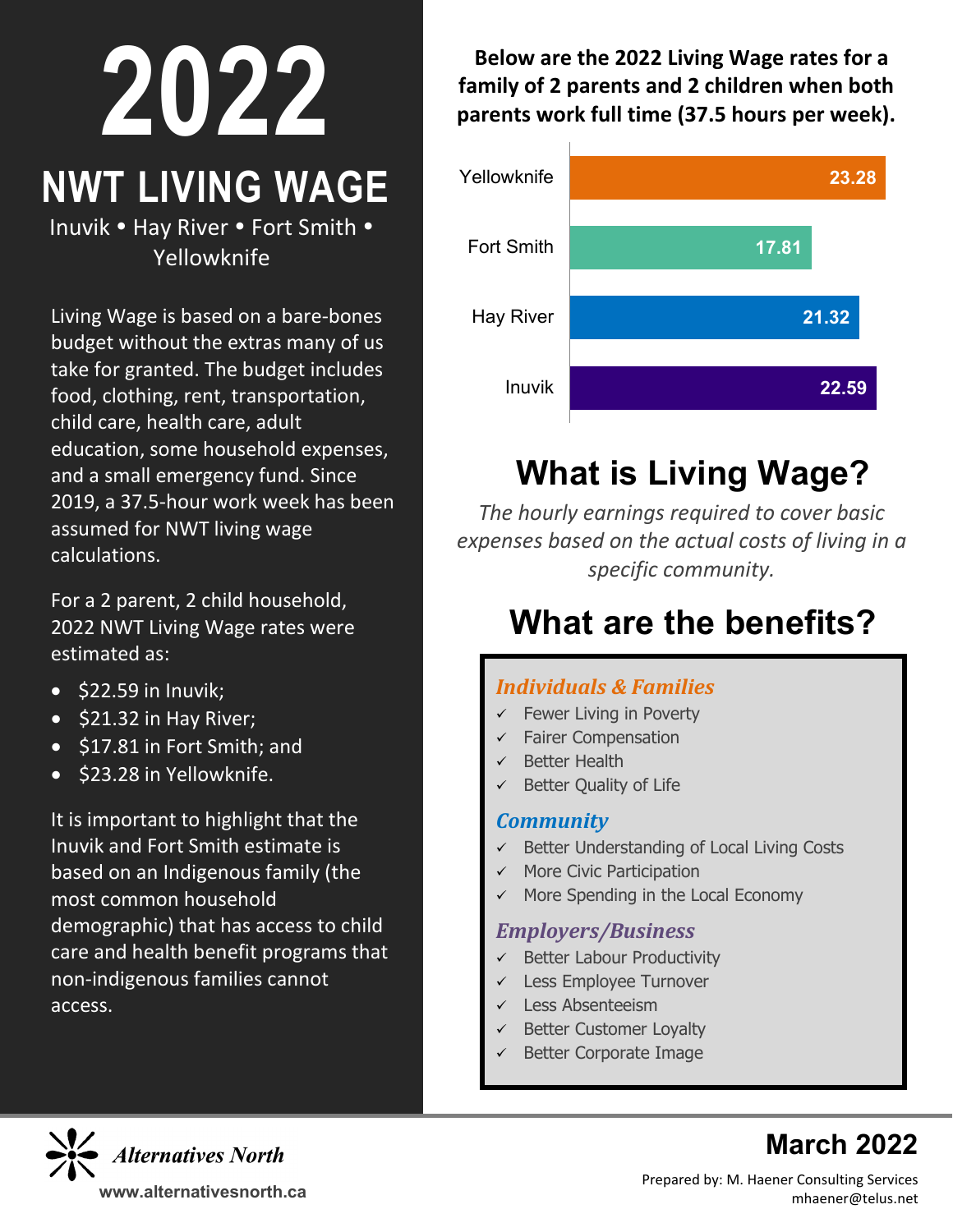# 2022

## NWT LIVING WAGE

Inuvik • Hay River • Fort Smith • Yellowknife

Living Wage is based on a bare-bones budget without the extras many of us take for granted. The budget includes food, clothing, rent, transportation, child care, health care, adult education, some household expenses, and a small emergency fund. Since 2019, a 37.5-hour work week has been assumed for NWT living wage calculations.

For a 2 parent, 2 child household, 2022 NWT Living Wage rates were estimated as:

- $22.59 in Inuvik;
- $21.32 in Hay River;
- $17.81 in Fort Smith; and
- $23.28 in Yellowknife.

It is important to highlight that the Inuvik and Fort Smith estimate is based on an Indigenous family (the most common household demographic) that has access to child care and health benefit programs that non-indigenous families cannot access.

**Below are the 2022 Living Wage rates for a family of 2 parents and 2 children when both parents work full time (37.5 hours per week).**

| Community | Living Wage |
|---|---|
| Yellowknife | 23.28 |
| Fort Smith | 17.81 |
| Hay River | 21.32 |
| Inuvik | 22.59 |

## What is Living Wage?

*The hourly earnings required to cover basic expenses based on the actual costs of living in a specific community.*

## What are the benefits?

### *Individuals & Families*

- ✓ Fewer Living in Poverty
- ✓ Fairer Compensation
- ✓ Better Health
- ✓ Better Quality of Life

### *Community*

- ✓ Better Understanding of Local Living Costs
- ✓ More Civic Participation
- ✓ More Spending in the Local Economy

### *Employers/Business*

- ✓ Better Labour Productivity
- ✓ Less Employee Turnover
- ✓ Less Absenteeism
- ✓ Better Customer Loyalty
- ✓ Better Corporate Image

Alternatives North
www.alternativesnorth.ca

**March 2022**

Prepared by: M. Haener Consulting Services
mhaener@telus.net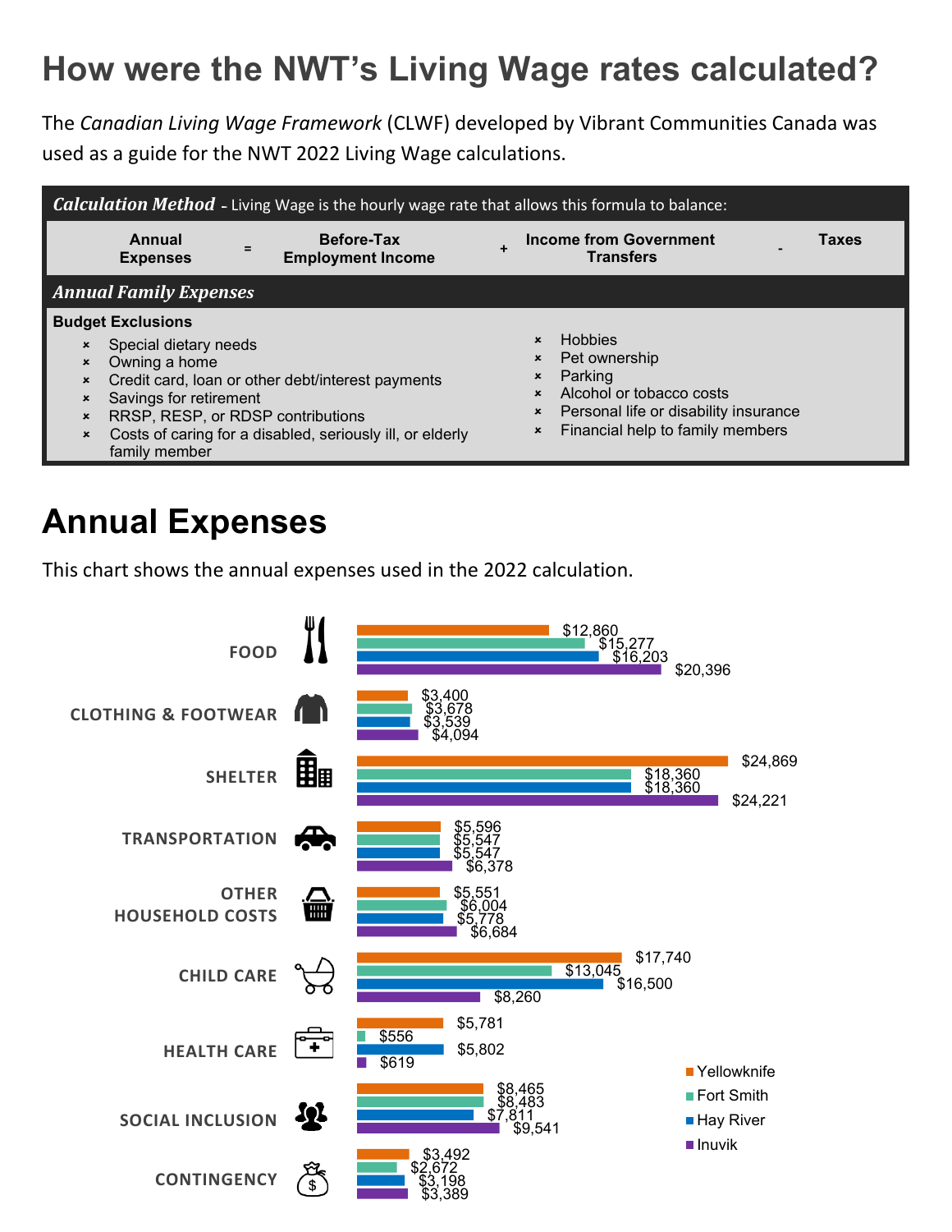# How were the NWT's Living Wage rates calculated?

The *Canadian Living Wage Framework* (CLWF) developed by Vibrant Communities Canada was used as a guide for the NWT 2022 Living Wage calculations.

***Calculation Method*** - Living Wage is the hourly wage rate that allows this formula to balance:

**Annual Expenses** = **Before-Tax Employment Income** + **Income from Government Transfers** - **Taxes**

***Annual Family Expenses***

**Budget Exclusions**

- Special dietary needs
- Owning a home
- Credit card, loan or other debt/interest payments
- Savings for retirement
- RRSP, RESP, or RDSP contributions
- Costs of caring for a disabled, seriously ill, or elderly family member
- Hobbies
- Pet ownership
- Parking
- Alcohol or tobacco costs
- Personal life or disability insurance
- Financial help to family members

# Annual Expenses

This chart shows the annual expenses used in the 2022 calculation.

| | Yellowknife | Fort Smith | Hay River | Inuvik |
|---|---|---|---|---|
| FOOD | $12,860 | $15,277 | $16,203 | $20,396 |
| CLOTHING & FOOTWEAR | $3,400 | $3,678 | $3,539 | $4,094 |
| SHELTER | $24,869 | $18,360 | $18,360 | $24,221 |
| TRANSPORTATION | $5,596 | $5,547 | $5,547 | $6,378 |
| OTHER HOUSEHOLD COSTS | $5,551 | $6,004 | $5,778 | $6,684 |
| CHILD CARE | $17,740 | $13,045 | $16,500 | $8,260 |
| HEALTH CARE | $5,781 | $556 | $5,802 | $619 |
| SOCIAL INCLUSION | $8,465 | $8,483 | $7,811 | $9,541 |
| CONTINGENCY | $3,492 | $2,672 | $3,198 | $3,389 |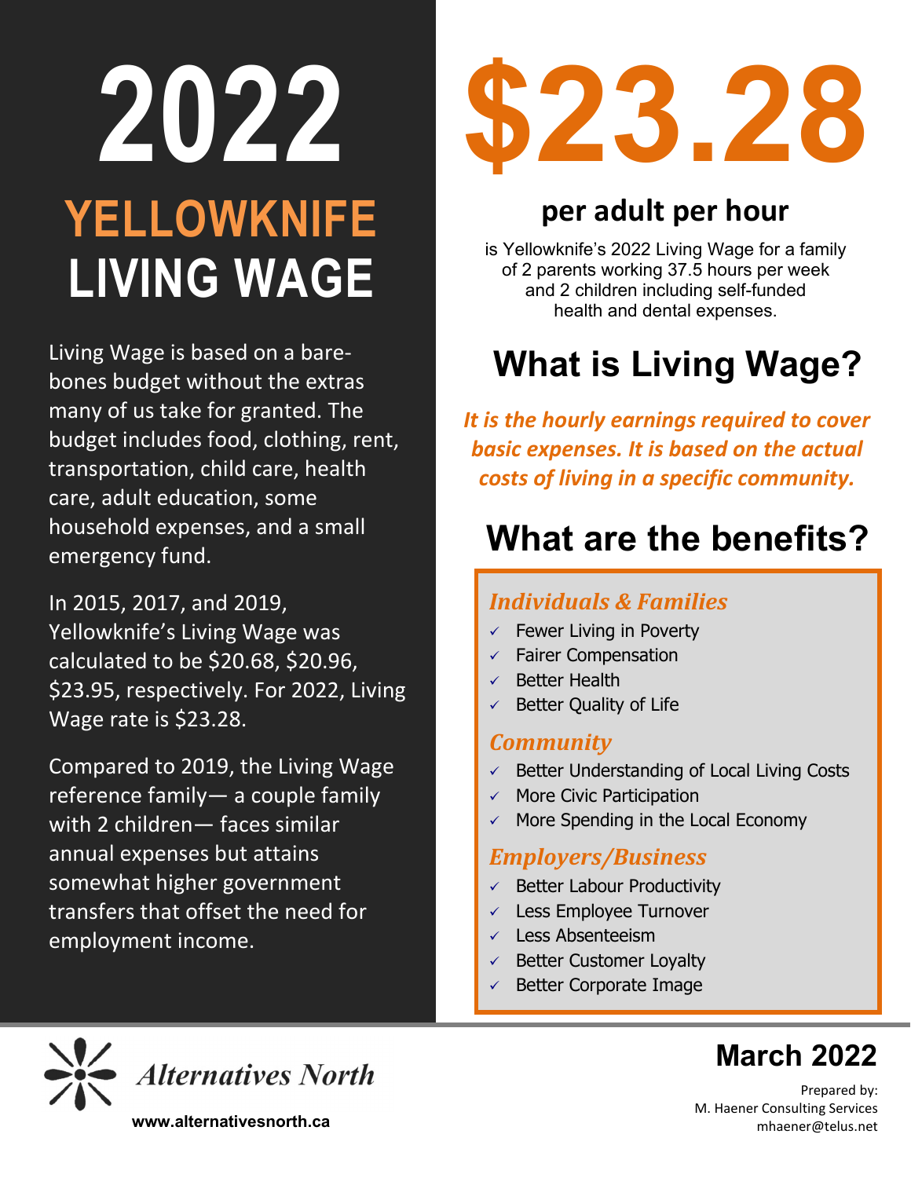# 2022

# YELLOWKNIFE LIVING WAGE

Living Wage is based on a bare-bones budget without the extras many of us take for granted. The budget includes food, clothing, rent, transportation, child care, health care, adult education, some household expenses, and a small emergency fund.

In 2015, 2017, and 2019, Yellowknife's Living Wage was calculated to be $20.68, $20.96, $23.95, respectively. For 2022, Living Wage rate is $23.28.

Compared to 2019, the Living Wage reference family— a couple family with 2 children— faces similar annual expenses but attains somewhat higher government transfers that offset the need for employment income.

# $23.28

### per adult per hour

is Yellowknife's 2022 Living Wage for a family of 2 parents working 37.5 hours per week and 2 children including self-funded health and dental expenses.

## What is Living Wage?

***It is the hourly earnings required to cover basic expenses. It is based on the actual costs of living in a specific community.***

## What are the benefits?

### *Individuals & Families*

- ✓ Fewer Living in Poverty
- ✓ Fairer Compensation
- ✓ Better Health
- ✓ Better Quality of Life

### *Community*

- ✓ Better Understanding of Local Living Costs
- ✓ More Civic Participation
- ✓ More Spending in the Local Economy

### *Employers/Business*

- ✓ Better Labour Productivity
- ✓ Less Employee Turnover
- ✓ Less Absenteeism
- ✓ Better Customer Loyalty
- ✓ Better Corporate Image

*Alternatives North*

**www.alternativesnorth.ca**

**March 2022**

Prepared by:
M. Haener Consulting Services
mhaener@telus.net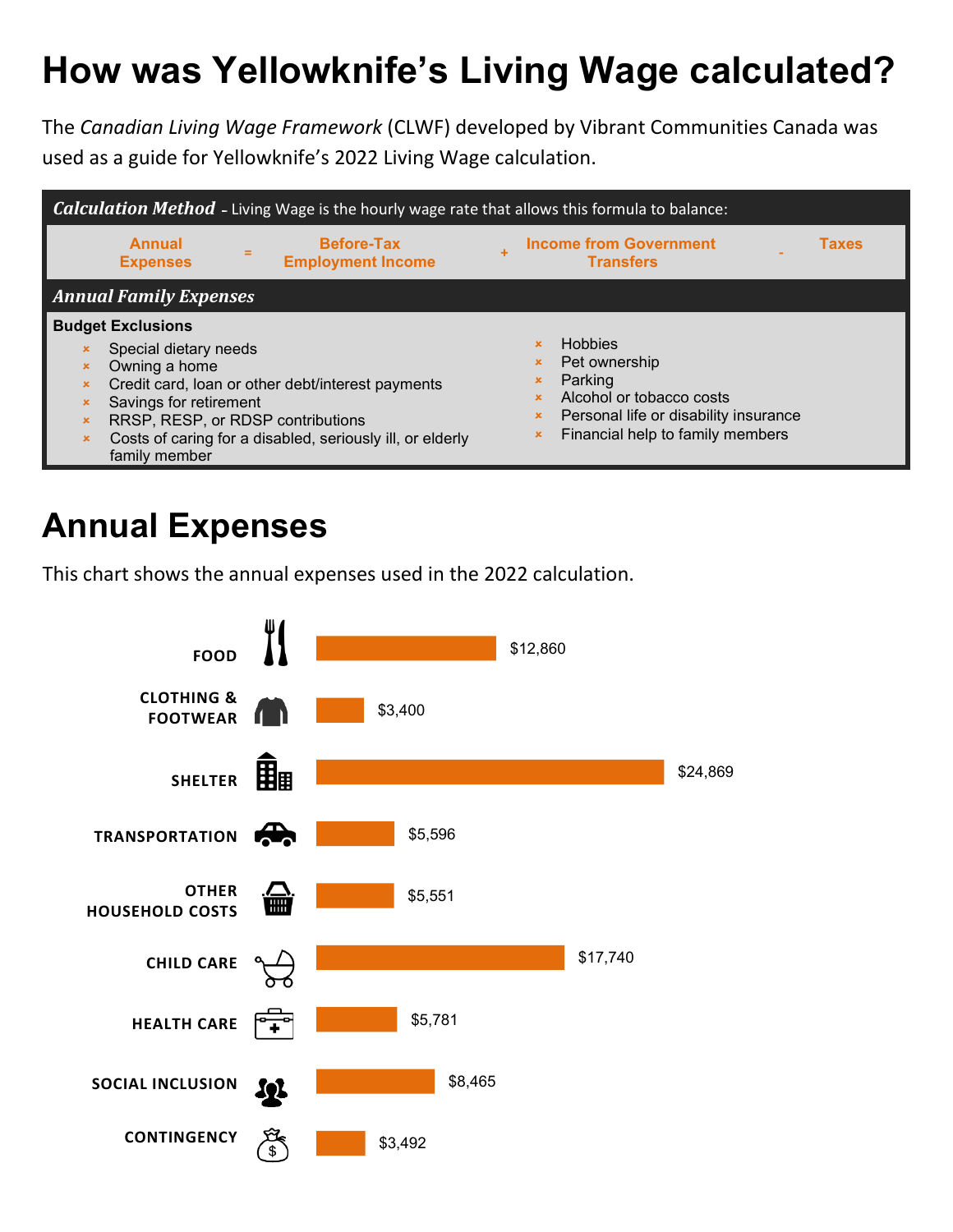# How was Yellowknife's Living Wage calculated?

The *Canadian Living Wage Framework* (CLWF) developed by Vibrant Communities Canada was used as a guide for Yellowknife's 2022 Living Wage calculation.

***Calculation Method*** – Living Wage is the hourly wage rate that allows this formula to balance:

**Annual Expenses** = **Before-Tax Employment Income** + **Income from Government Transfers** - **Taxes**

***Annual Family Expenses***

**Budget Exclusions**

- Special dietary needs
- Owning a home
- Credit card, loan or other debt/interest payments
- Savings for retirement
- RRSP, RESP, or RDSP contributions
- Costs of caring for a disabled, seriously ill, or elderly family member
- Hobbies
- Pet ownership
- Parking
- Alcohol or tobacco costs
- Personal life or disability insurance
- Financial help to family members

# Annual Expenses

This chart shows the annual expenses used in the 2022 calculation.

| Expense | Amount |
|---|---|
| FOOD | $12,860 |
| CLOTHING & FOOTWEAR | $3,400 |
| SHELTER | $24,869 |
| TRANSPORTATION | $5,596 |
| OTHER HOUSEHOLD COSTS | $5,551 |
| CHILD CARE | $17,740 |
| HEALTH CARE | $5,781 |
| SOCIAL INCLUSION | $8,465 |
| CONTINGENCY | $3,492 |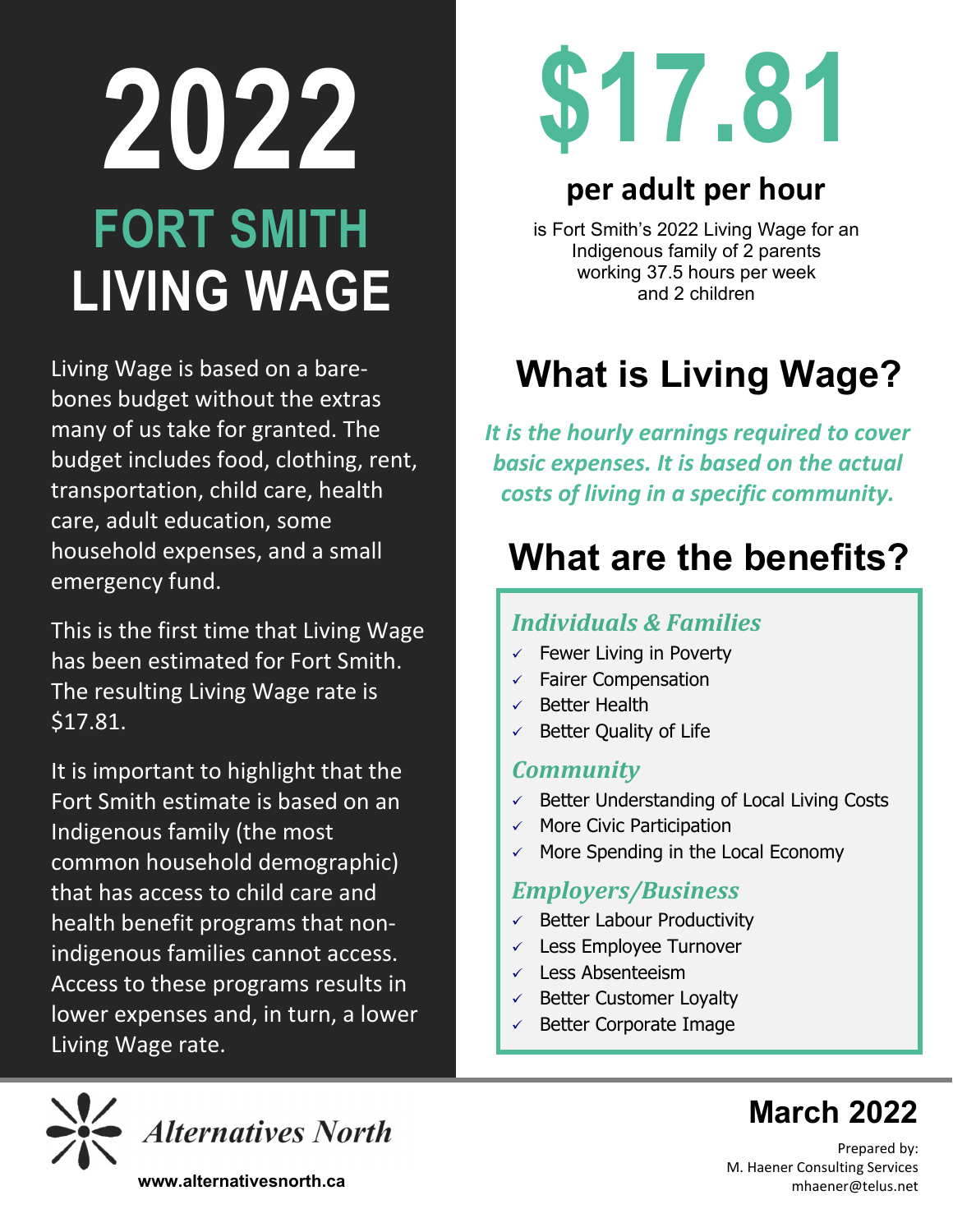# 2022

## FORT SMITH LIVING WAGE

Living Wage is based on a bare-bones budget without the extras many of us take for granted. The budget includes food, clothing, rent, transportation, child care, health care, adult education, some household expenses, and a small emergency fund.

This is the first time that Living Wage has been estimated for Fort Smith. The resulting Living Wage rate is $17.81.

It is important to highlight that the Fort Smith estimate is based on an Indigenous family (the most common household demographic) that has access to child care and health benefit programs that non-indigenous families cannot access. Access to these programs results in lower expenses and, in turn, a lower Living Wage rate.

# $17.81

**per adult per hour**

is Fort Smith's 2022 Living Wage for an Indigenous family of 2 parents working 37.5 hours per week and 2 children

## What is Living Wage?

***It is the hourly earnings required to cover basic expenses. It is based on the actual costs of living in a specific community.***

## What are the benefits?

### *Individuals & Families*

- ✓ Fewer Living in Poverty
- ✓ Fairer Compensation
- ✓ Better Health
- ✓ Better Quality of Life

### *Community*

- ✓ Better Understanding of Local Living Costs
- ✓ More Civic Participation
- ✓ More Spending in the Local Economy

### *Employers/Business*

- ✓ Better Labour Productivity
- ✓ Less Employee Turnover
- ✓ Less Absenteeism
- ✓ Better Customer Loyalty
- ✓ Better Corporate Image

Alternatives North

www.alternativesnorth.ca

**March 2022**

Prepared by:
M. Haener Consulting Services
mhaener@telus.net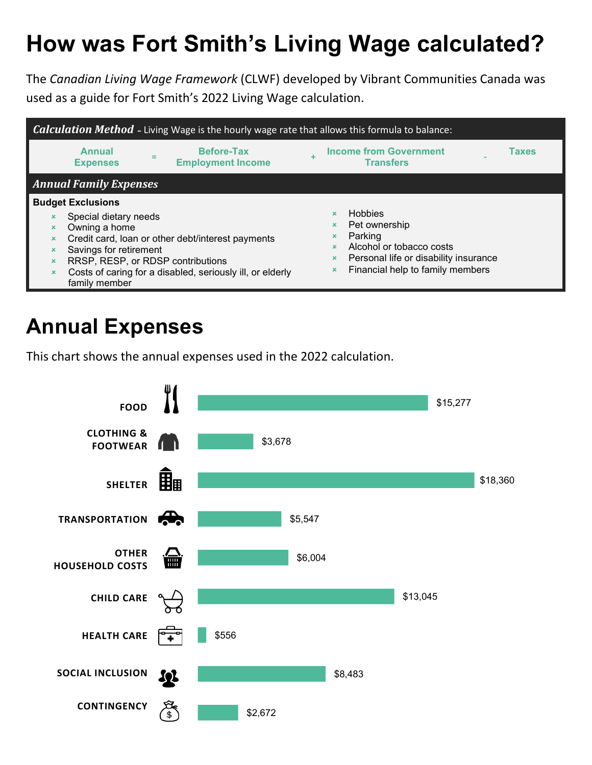# How was Fort Smith's Living Wage calculated?

The *Canadian Living Wage Framework* (CLWF) developed by Vibrant Communities Canada was used as a guide for Fort Smith's 2022 Living Wage calculation.

***Calculation Method*** **-** Living Wage is the hourly wage rate that allows this formula to balance:

**Annual Expenses** = **Before-Tax Employment Income** + **Income from Government Transfers** - **Taxes**

***Annual Family Expenses***

**Budget Exclusions**

- Special dietary needs
- Owning a home
- Credit card, loan or other debt/interest payments
- Savings for retirement
- RRSP, RESP, or RDSP contributions
- Costs of caring for a disabled, seriously ill, or elderly family member
- Hobbies
- Pet ownership
- Parking
- Alcohol or tobacco costs
- Personal life or disability insurance
- Financial help to family members

# Annual Expenses

This chart shows the annual expenses used in the 2022 calculation.

| Expense | Annual Amount |
| --- | --- |
| FOOD | $15,277 |
| CLOTHING & FOOTWEAR | $3,678 |
| SHELTER | $18,360 |
| TRANSPORTATION | $5,547 |
| OTHER HOUSEHOLD COSTS | $6,004 |
| CHILD CARE | $13,045 |
| HEALTH CARE | $556 |
| SOCIAL INCLUSION | $8,483 |
| CONTINGENCY | $2,672 |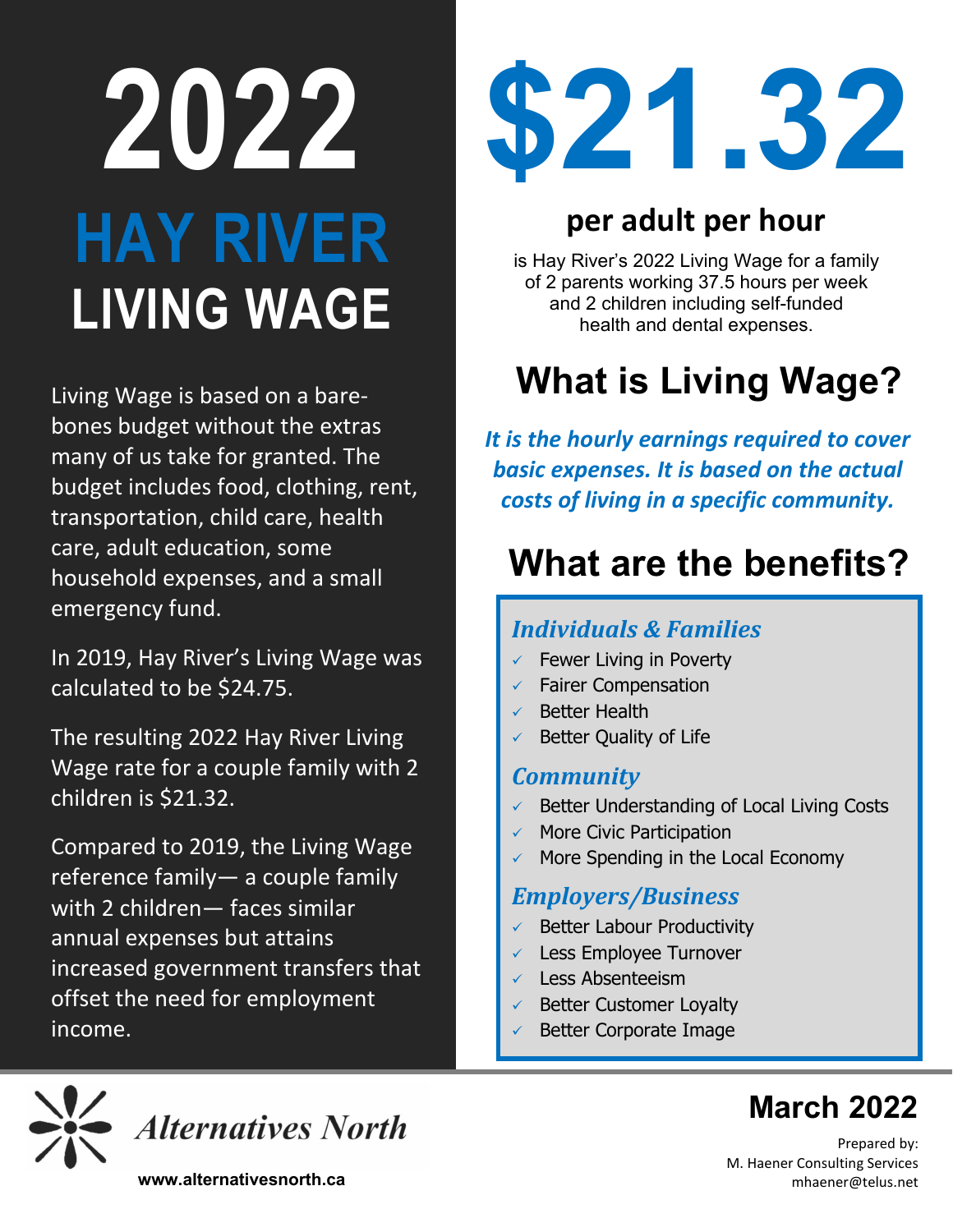# 2022 HAY RIVER LIVING WAGE

Living Wage is based on a bare-bones budget without the extras many of us take for granted. The budget includes food, clothing, rent, transportation, child care, health care, adult education, some household expenses, and a small emergency fund.

In 2019, Hay River's Living Wage was calculated to be $24.75.

The resulting 2022 Hay River Living Wage rate for a couple family with 2 children is $21.32.

Compared to 2019, the Living Wage reference family— a couple family with 2 children— faces similar annual expenses but attains increased government transfers that offset the need for employment income.

# $21.32

**per adult per hour**

is Hay River's 2022 Living Wage for a family of 2 parents working 37.5 hours per week and 2 children including self-funded health and dental expenses.

## What is Living Wage?

***It is the hourly earnings required to cover basic expenses. It is based on the actual costs of living in a specific community.***

## What are the benefits?

### *Individuals & Families*

- ✓ Fewer Living in Poverty
- ✓ Fairer Compensation
- ✓ Better Health
- ✓ Better Quality of Life

### *Community*

- ✓ Better Understanding of Local Living Costs
- ✓ More Civic Participation
- ✓ More Spending in the Local Economy

### *Employers/Business*

- ✓ Better Labour Productivity
- ✓ Less Employee Turnover
- ✓ Less Absenteeism
- ✓ Better Customer Loyalty
- ✓ Better Corporate Image

*Alternatives North*

www.alternativesnorth.ca

**March 2022**

Prepared by:
M. Haener Consulting Services
mhaener@telus.net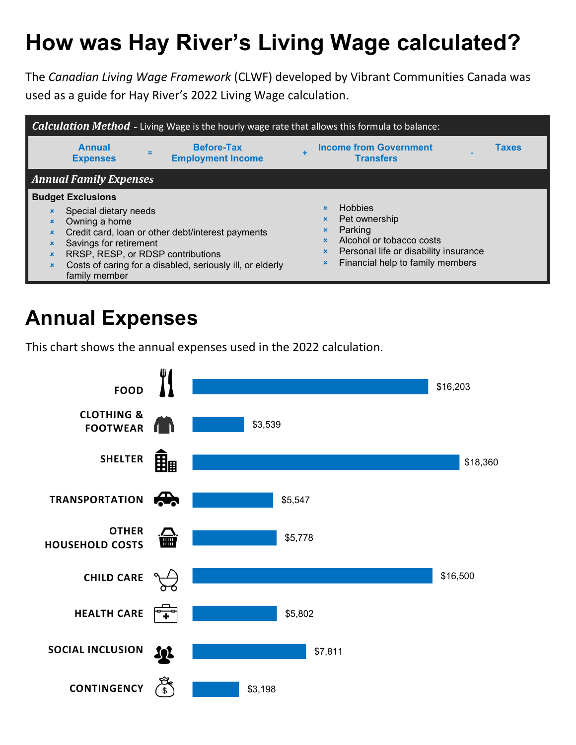# How was Hay River's Living Wage calculated?

The *Canadian Living Wage Framework* (CLWF) developed by Vibrant Communities Canada was used as a guide for Hay River's 2022 Living Wage calculation.

***Calculation Method*** - Living Wage is the hourly wage rate that allows this formula to balance:

**Annual Expenses** = **Before-Tax Employment Income** + **Income from Government Transfers** - **Taxes**

***Annual Family Expenses***

**Budget Exclusions**

- Special dietary needs
- Owning a home
- Credit card, loan or other debt/interest payments
- Savings for retirement
- RRSP, RESP, or RDSP contributions
- Costs of caring for a disabled, seriously ill, or elderly family member
- Hobbies
- Pet ownership
- Parking
- Alcohol or tobacco costs
- Personal life or disability insurance
- Financial help to family members

# Annual Expenses

This chart shows the annual expenses used in the 2022 calculation.

| Expense | Amount |
|---|---|
| FOOD | $16,203 |
| CLOTHING & FOOTWEAR | $3,539 |
| SHELTER | $18,360 |
| TRANSPORTATION | $5,547 |
| OTHER HOUSEHOLD COSTS | $5,778 |
| CHILD CARE | $16,500 |
| HEALTH CARE | $5,802 |
| SOCIAL INCLUSION | $7,811 |
| CONTINGENCY | $3,198 |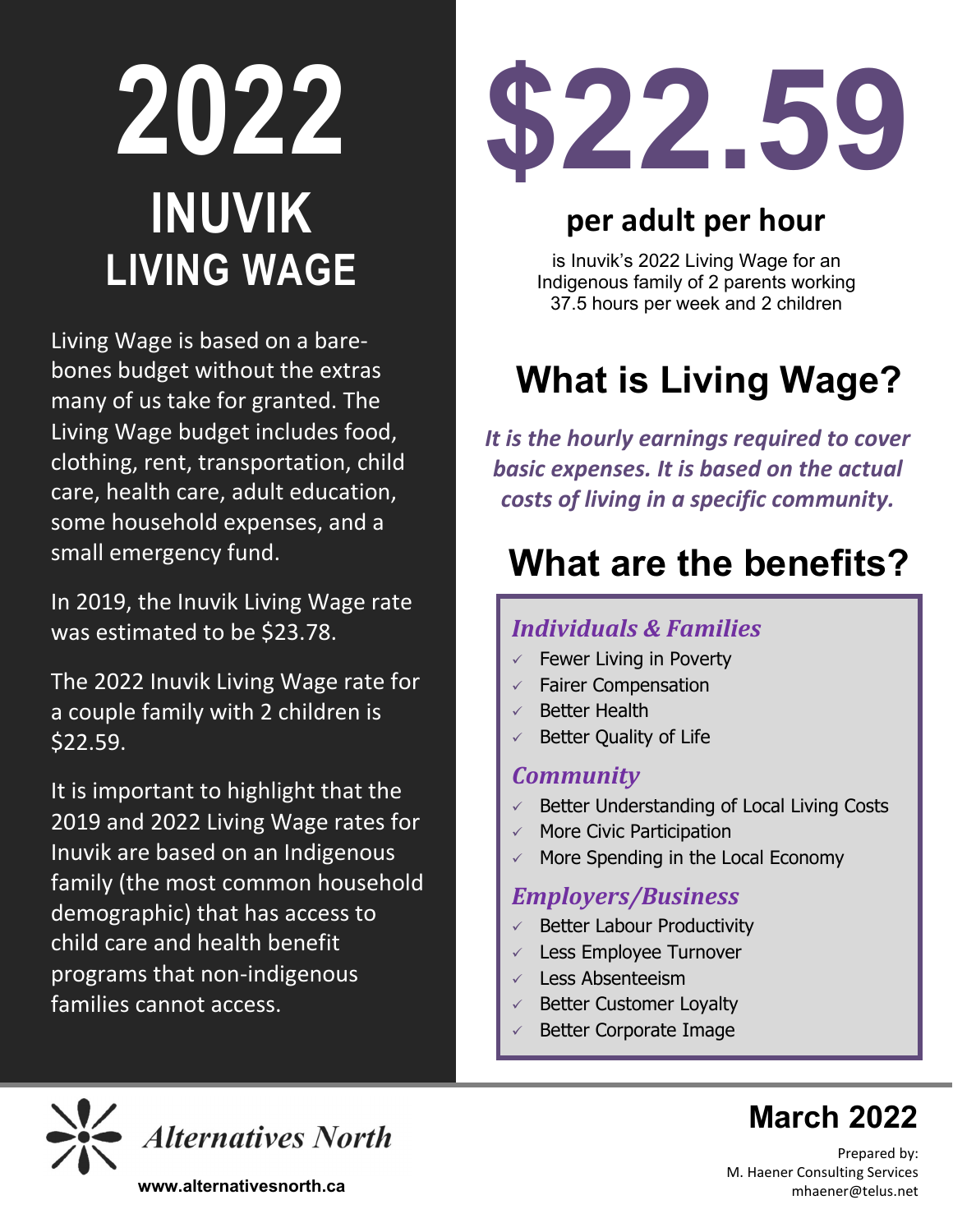# 2022 INUVIK LIVING WAGE

Living Wage is based on a bare-bones budget without the extras many of us take for granted. The Living Wage budget includes food, clothing, rent, transportation, child care, health care, adult education, some household expenses, and a small emergency fund.

In 2019, the Inuvik Living Wage rate was estimated to be $23.78.

The 2022 Inuvik Living Wage rate for a couple family with 2 children is $22.59.

It is important to highlight that the 2019 and 2022 Living Wage rates for Inuvik are based on an Indigenous family (the most common household demographic) that has access to child care and health benefit programs that non-indigenous families cannot access.

# $22.59

**per adult per hour**

is Inuvik's 2022 Living Wage for an Indigenous family of 2 parents working 37.5 hours per week and 2 children

## What is Living Wage?

***It is the hourly earnings required to cover basic expenses. It is based on the actual costs of living in a specific community.***

## What are the benefits?

### *Individuals & Families*

- ✓ Fewer Living in Poverty
- ✓ Fairer Compensation
- ✓ Better Health
- ✓ Better Quality of Life

### *Community*

- ✓ Better Understanding of Local Living Costs
- ✓ More Civic Participation
- ✓ More Spending in the Local Economy

### *Employers/Business*

- ✓ Better Labour Productivity
- ✓ Less Employee Turnover
- ✓ Less Absenteeism
- ✓ Better Customer Loyalty
- ✓ Better Corporate Image

*Alternatives North*

**www.alternativesnorth.ca**

**March 2022**

Prepared by:
M. Haener Consulting Services
mhaener@telus.net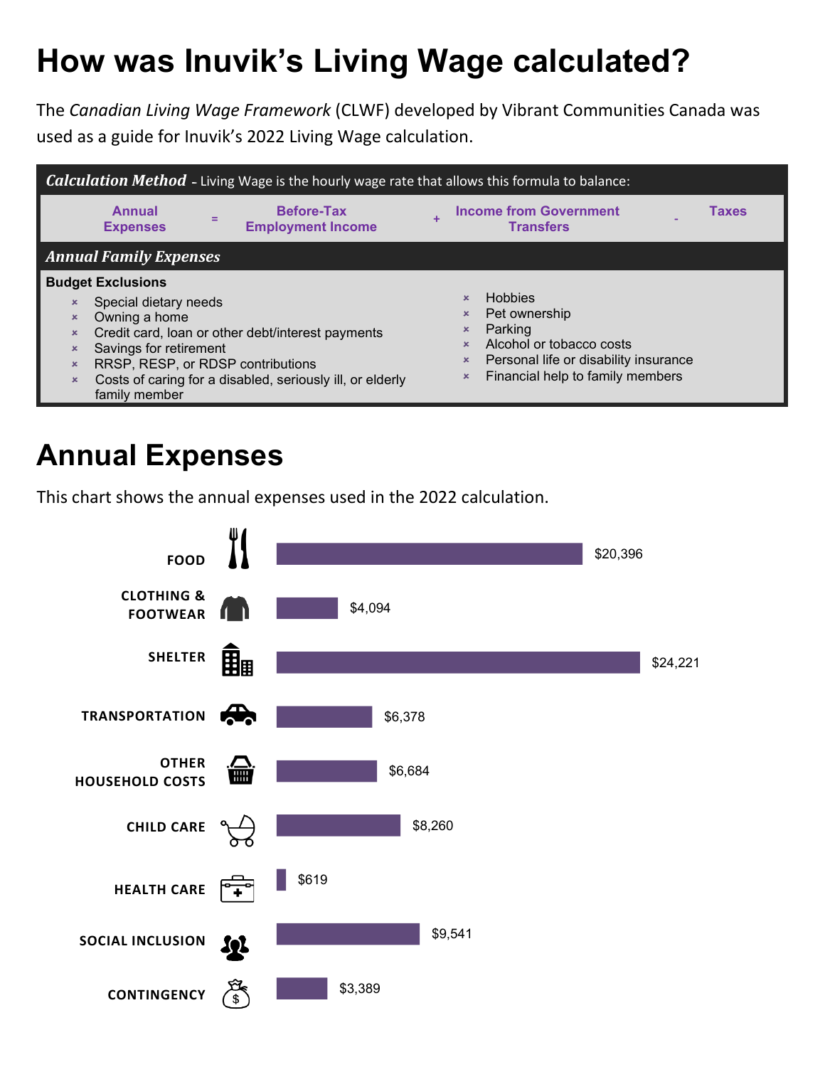# How was Inuvik's Living Wage calculated?

The *Canadian Living Wage Framework* (CLWF) developed by Vibrant Communities Canada was used as a guide for Inuvik's 2022 Living Wage calculation.

***Calculation Method*** - Living Wage is the hourly wage rate that allows this formula to balance:

**Annual Expenses** = **Before-Tax Employment Income** + **Income from Government Transfers** - **Taxes**

***Annual Family Expenses***

**Budget Exclusions**

- Special dietary needs
- Owning a home
- Credit card, loan or other debt/interest payments
- Savings for retirement
- RRSP, RESP, or RDSP contributions
- Costs of caring for a disabled, seriously ill, or elderly family member
- Hobbies
- Pet ownership
- Parking
- Alcohol or tobacco costs
- Personal life or disability insurance
- Financial help to family members

# Annual Expenses

This chart shows the annual expenses used in the 2022 calculation.

FOOD $20,396
CLOTHING & FOOTWEAR $4,094
SHELTER $24,221
TRANSPORTATION $6,378
OTHER HOUSEHOLD COSTS $6,684
CHILD CARE $8,260
HEALTH CARE $619
SOCIAL INCLUSION $9,541
CONTINGENCY $3,389